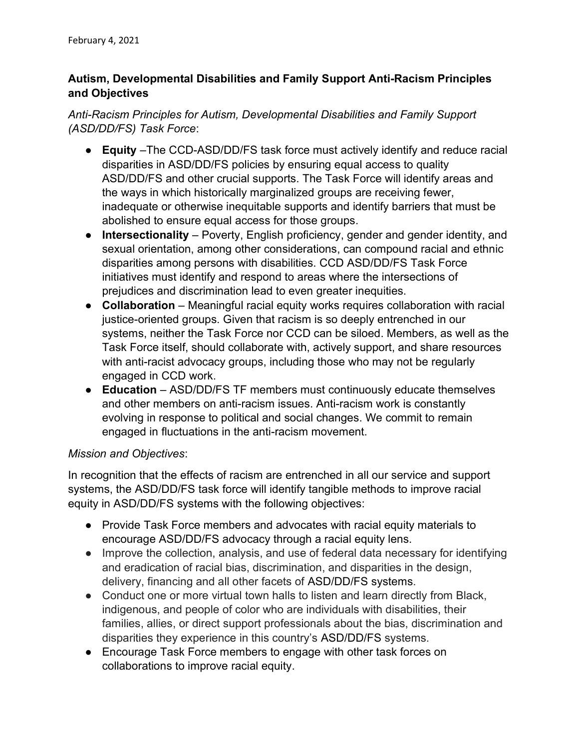February 4, 2021

**Autism, Developmental Disabilities and Family Support Anti-Racism Principles and Objectives**

*Anti-Racism Principles for Autism, Developmental Disabilities and Family Support (ASD/DD/FS) Task Force*:

- **Equity** –The CCD-ASD/DD/FS task force must actively identify and reduce racial disparities in ASD/DD/FS policies by ensuring equal access to quality ASD/DD/FS and other crucial supports. The Task Force will identify areas and the ways in which historically marginalized groups are receiving fewer, inadequate or otherwise inequitable supports and identify barriers that must be abolished to ensure equal access for those groups.
- **Intersectionality** – Poverty, English proficiency, gender and gender identity, and sexual orientation, among other considerations, can compound racial and ethnic disparities among persons with disabilities. CCD ASD/DD/FS Task Force initiatives must identify and respond to areas where the intersections of prejudices and discrimination lead to even greater inequities.
- **Collaboration** – Meaningful racial equity works requires collaboration with racial justice-oriented groups. Given that racism is so deeply entrenched in our systems, neither the Task Force nor CCD can be siloed. Members, as well as the Task Force itself, should collaborate with, actively support, and share resources with anti-racist advocacy groups, including those who may not be regularly engaged in CCD work.
- **Education** – ASD/DD/FS TF members must continuously educate themselves and other members on anti-racism issues. Anti-racism work is constantly evolving in response to political and social changes. We commit to remain engaged in fluctuations in the anti-racism movement.

*Mission and Objectives*:

In recognition that the effects of racism are entrenched in all our service and support systems, the ASD/DD/FS task force will identify tangible methods to improve racial equity in ASD/DD/FS systems with the following objectives:

- Provide Task Force members and advocates with racial equity materials to encourage ASD/DD/FS advocacy through a racial equity lens.
- Improve the collection, analysis, and use of federal data necessary for identifying and eradication of racial bias, discrimination, and disparities in the design, delivery, financing and all other facets of ASD/DD/FS systems.
- Conduct one or more virtual town halls to listen and learn directly from Black, indigenous, and people of color who are individuals with disabilities, their families, allies, or direct support professionals about the bias, discrimination and disparities they experience in this country's ASD/DD/FS systems.
- Encourage Task Force members to engage with other task forces on collaborations to improve racial equity.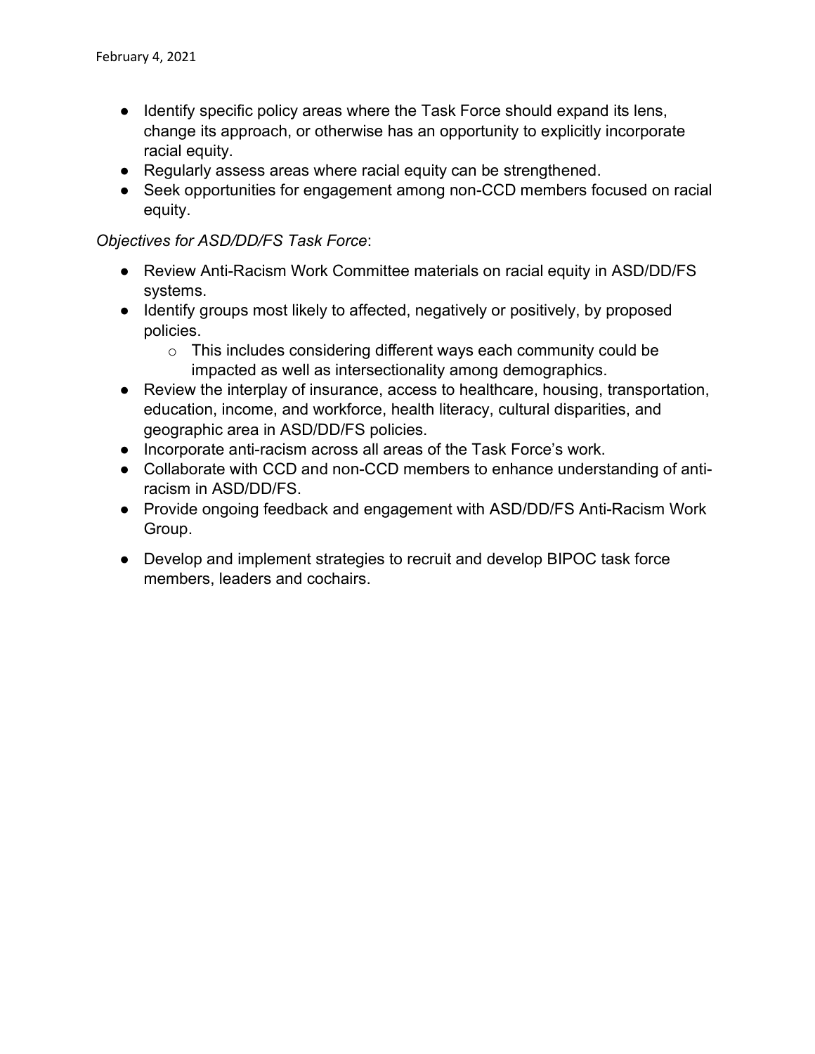- Identify specific policy areas where the Task Force should expand its lens, change its approach, or otherwise has an opportunity to explicitly incorporate racial equity.
- Regularly assess areas where racial equity can be strengthened.
- Seek opportunities for engagement among non-CCD members focused on racial equity.

*Objectives for ASD/DD/FS Task Force*:

- Review Anti-Racism Work Committee materials on racial equity in ASD/DD/FS systems.
- Identify groups most likely to affected, negatively or positively, by proposed policies.
  - This includes considering different ways each community could be impacted as well as intersectionality among demographics.
- Review the interplay of insurance, access to healthcare, housing, transportation, education, income, and workforce, health literacy, cultural disparities, and geographic area in ASD/DD/FS policies.
- Incorporate anti-racism across all areas of the Task Force's work.
- Collaborate with CCD and non-CCD members to enhance understanding of anti-racism in ASD/DD/FS.
- Provide ongoing feedback and engagement with ASD/DD/FS Anti-Racism Work Group.
- Develop and implement strategies to recruit and develop BIPOC task force members, leaders and cochairs.